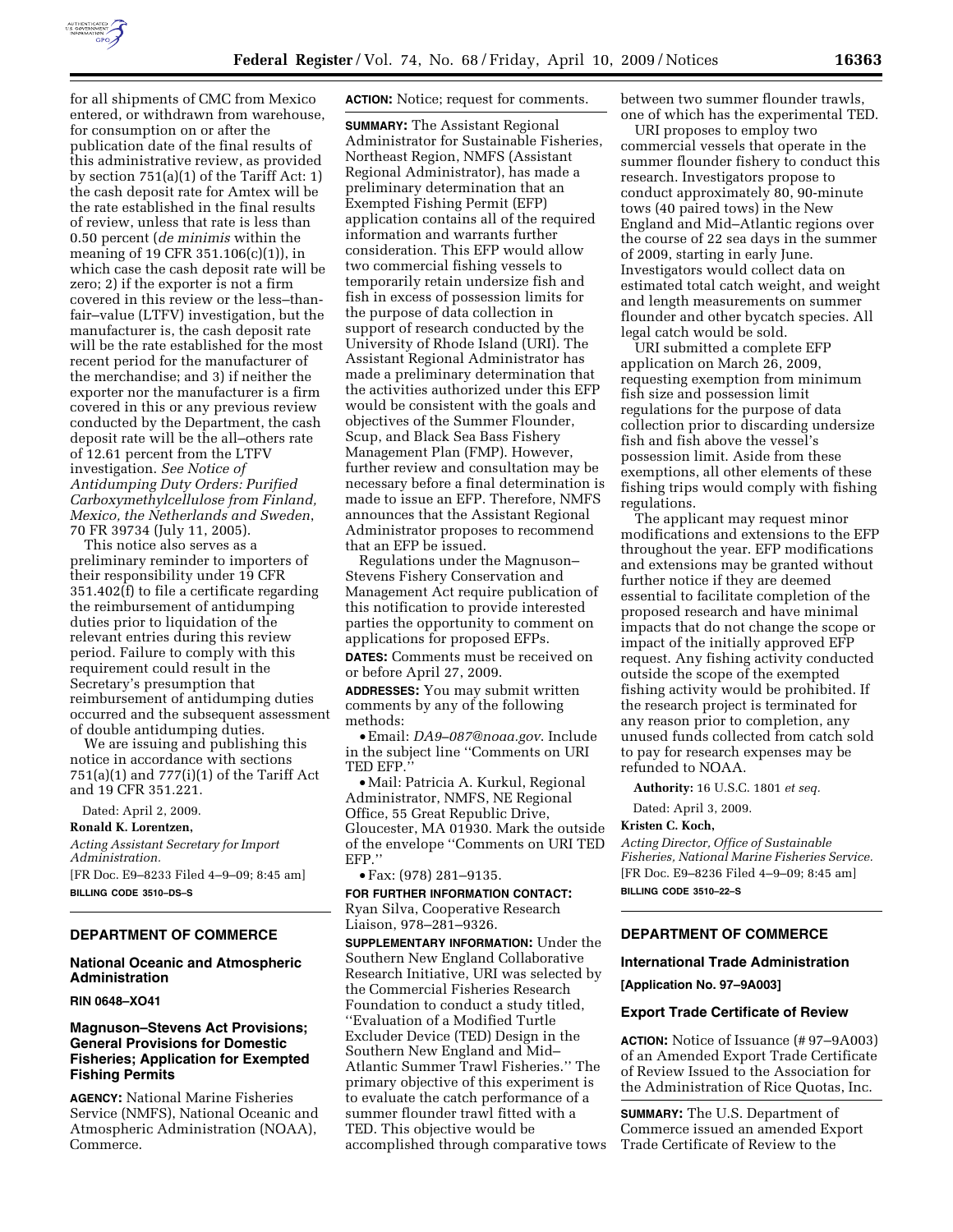for all shipments of CMC from Mexico entered, or withdrawn from warehouse, for consumption on or after the publication date of the final results of this administrative review, as provided by section 751(a)(1) of the Tariff Act: 1) the cash deposit rate for Amtex will be the rate established in the final results of review, unless that rate is less than 0.50 percent (*de minimis* within the meaning of 19 CFR 351.106(c)(1)), in which case the cash deposit rate will be zero; 2) if the exporter is not a firm covered in this review or the less–than–fair–value (LTFV) investigation, but the manufacturer is, the cash deposit rate will be the rate established for the most recent period for the manufacturer of the merchandise; and 3) if neither the exporter nor the manufacturer is a firm covered in this or any previous review conducted by the Department, the cash deposit rate will be the all–others rate of 12.61 percent from the LTFV investigation. *See Notice of Antidumping Duty Orders: Purified Carboxymethylcellulose from Finland, Mexico, the Netherlands and Sweden*, 70 FR 39734 (July 11, 2005).

This notice also serves as a preliminary reminder to importers of their responsibility under 19 CFR 351.402(f) to file a certificate regarding the reimbursement of antidumping duties prior to liquidation of the relevant entries during this review period. Failure to comply with this requirement could result in the Secretary's presumption that reimbursement of antidumping duties occurred and the subsequent assessment of double antidumping duties.

We are issuing and publishing this notice in accordance with sections 751(a)(1) and 777(i)(1) of the Tariff Act and 19 CFR 351.221.

Dated: April 2, 2009.

**Ronald K. Lorentzen,**

*Acting Assistant Secretary for Import Administration.*

[FR Doc. E9–8233 Filed 4–9–09; 8:45 am]

**BILLING CODE 3510–DS–S**

## DEPARTMENT OF COMMERCE

### National Oceanic and Atmospheric Administration

**RIN 0648–XO41**

### Magnuson–Stevens Act Provisions; General Provisions for Domestic Fisheries; Application for Exempted Fishing Permits

**AGENCY:** National Marine Fisheries Service (NMFS), National Oceanic and Atmospheric Administration (NOAA), Commerce.

**ACTION:** Notice; request for comments.

**SUMMARY:** The Assistant Regional Administrator for Sustainable Fisheries, Northeast Region, NMFS (Assistant Regional Administrator), has made a preliminary determination that an Exempted Fishing Permit (EFP) application contains all of the required information and warrants further consideration. This EFP would allow two commercial fishing vessels to temporarily retain undersize fish and fish in excess of possession limits for the purpose of data collection in support of research conducted by the University of Rhode Island (URI). The Assistant Regional Administrator has made a preliminary determination that the activities authorized under this EFP would be consistent with the goals and objectives of the Summer Flounder, Scup, and Black Sea Bass Fishery Management Plan (FMP). However, further review and consultation may be necessary before a final determination is made to issue an EFP. Therefore, NMFS announces that the Assistant Regional Administrator proposes to recommend that an EFP be issued.

Regulations under the Magnuson–Stevens Fishery Conservation and Management Act require publication of this notification to provide interested parties the opportunity to comment on applications for proposed EFPs.

**DATES:** Comments must be received on or before April 27, 2009.

**ADDRESSES:** You may submit written comments by any of the following methods:

- Email: *DA9–087@noaa.gov.* Include in the subject line ''Comments on URI TED EFP.''
- Mail: Patricia A. Kurkul, Regional Administrator, NMFS, NE Regional Office, 55 Great Republic Drive, Gloucester, MA 01930. Mark the outside of the envelope ''Comments on URI TED EFP.''
- Fax: (978) 281–9135.

**FOR FURTHER INFORMATION CONTACT:** Ryan Silva, Cooperative Research Liaison, 978–281–9326.

**SUPPLEMENTARY INFORMATION:** Under the Southern New England Collaborative Research Initiative, URI was selected by the Commercial Fisheries Research Foundation to conduct a study titled, ''Evaluation of a Modified Turtle Excluder Device (TED) Design in the Southern New England and Mid–Atlantic Summer Trawl Fisheries.'' The primary objective of this experiment is to evaluate the catch performance of a summer flounder trawl fitted with a TED. This objective would be accomplished through comparative tows between two summer flounder trawls, one of which has the experimental TED.

URI proposes to employ two commercial vessels that operate in the summer flounder fishery to conduct this research. Investigators propose to conduct approximately 80, 90-minute tows (40 paired tows) in the New England and Mid–Atlantic regions over the course of 22 sea days in the summer of 2009, starting in early June. Investigators would collect data on estimated total catch weight, and weight and length measurements on summer flounder and other bycatch species. All legal catch would be sold.

URI submitted a complete EFP application on March 26, 2009, requesting exemption from minimum fish size and possession limit regulations for the purpose of data collection prior to discarding undersize fish and fish above the vessel's possession limit. Aside from these exemptions, all other elements of these fishing trips would comply with fishing regulations.

The applicant may request minor modifications and extensions to the EFP throughout the year. EFP modifications and extensions may be granted without further notice if they are deemed essential to facilitate completion of the proposed research and have minimal impacts that do not change the scope or impact of the initially approved EFP request. Any fishing activity conducted outside the scope of the exempted fishing activity would be prohibited. If the research project is terminated for any reason prior to completion, any unused funds collected from catch sold to pay for research expenses may be refunded to NOAA.

**Authority:** 16 U.S.C. 1801 *et seq.*

Dated: April 3, 2009.

**Kristen C. Koch,**

*Acting Director, Office of Sustainable Fisheries, National Marine Fisheries Service.*

[FR Doc. E9–8236 Filed 4–9–09; 8:45 am]

**BILLING CODE 3510–22–S**

## DEPARTMENT OF COMMERCE

### International Trade Administration

**[Application No. 97–9A003]**

### Export Trade Certificate of Review

**ACTION:** Notice of Issuance (# 97–9A003) of an Amended Export Trade Certificate of Review Issued to the Association for the Administration of Rice Quotas, Inc.

**SUMMARY:** The U.S. Department of Commerce issued an amended Export Trade Certificate of Review to the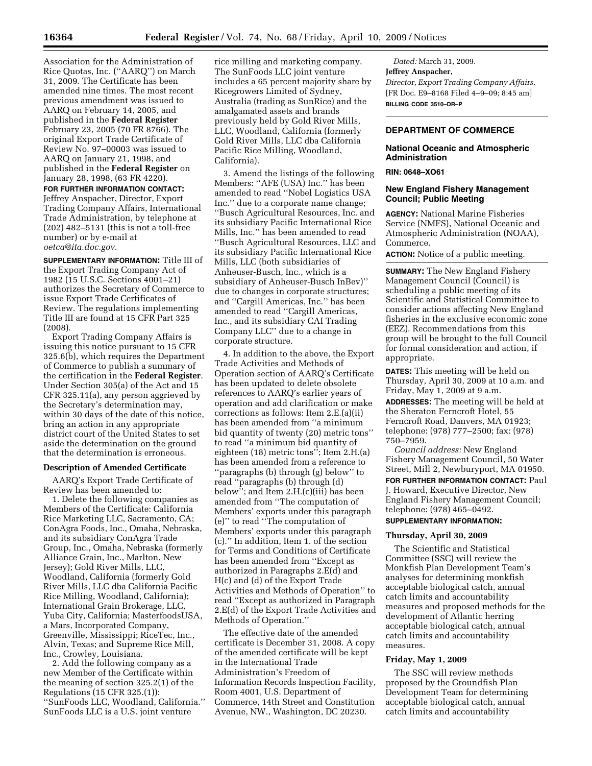Association for the Administration of Rice Quotas, Inc. (''AARQ'') on March 31, 2009. The Certificate has been amended nine times. The most recent previous amendment was issued to AARQ on February 14, 2005, and published in the **Federal Register** February 23, 2005 (70 FR 8766). The original Export Trade Certificate of Review No. 97–00003 was issued to AARQ on January 21, 1998, and published in the **Federal Register** on January 28, 1998, (63 FR 4220).

**FOR FURTHER INFORMATION CONTACT:** Jeffrey Anspacher, Director, Export Trading Company Affairs, International Trade Administration, by telephone at (202) 482–5131 (this is not a toll-free number) or by e-mail at *oetca@ita.doc.gov*.

**SUPPLEMENTARY INFORMATION:** Title III of the Export Trading Company Act of 1982 (15 U.S.C. Sections 4001–21) authorizes the Secretary of Commerce to issue Export Trade Certificates of Review. The regulations implementing Title III are found at 15 CFR Part 325 (2008).

Export Trading Company Affairs is issuing this notice pursuant to 15 CFR 325.6(b), which requires the Department of Commerce to publish a summary of the certification in the **Federal Register**. Under Section 305(a) of the Act and 15 CFR 325.11(a), any person aggrieved by the Secretary's determination may, within 30 days of the date of this notice, bring an action in any appropriate district court of the United States to set aside the determination on the ground that the determination is erroneous.

### Description of Amended Certificate

AARQ's Export Trade Certificate of Review has been amended to:

1. Delete the following companies as Members of the Certificate: California Rice Marketing LLC, Sacramento, CA; ConAgra Foods, Inc., Omaha, Nebraska, and its subsidiary ConAgra Trade Group, Inc., Omaha, Nebraska (formerly Alliance Grain, Inc., Marlton, New Jersey); Gold River Mills, LLC, Woodland, California (formerly Gold River Mills, LLC dba California Pacific Rice Milling, Woodland, California); International Grain Brokerage, LLC, Yuba City, California; MasterfoodsUSA, a Mars, Incorporated Company, Greenville, Mississippi; RiceTec, Inc., Alvin, Texas; and Supreme Rice Mill, Inc., Crowley, Louisiana.

2. Add the following company as a new Member of the Certificate within the meaning of section 325.2(1) of the Regulations (15 CFR 325.(1)): ''SunFoods LLC, Woodland, California.'' SunFoods LLC is a U.S. joint venture rice milling and marketing company. The SunFoods LLC joint venture includes a 65 percent majority share by Ricegrowers Limited of Sydney, Australia (trading as SunRice) and the amalgamated assets and brands previously held by Gold River Mills, LLC, Woodland, California (formerly Gold River Mills, LLC dba California Pacific Rice Milling, Woodland, California).

3. Amend the listings of the following Members: ''AFE (USA) Inc.'' has been amended to read ''Nobel Logistics USA Inc.'' due to a corporate name change; ''Busch Agricultural Resources, Inc. and its subsidiary Pacific International Rice Mills, Inc.'' has been amended to read ''Busch Agricultural Resources, LLC and its subsidiary Pacific International Rice Mills, LLC (both subsidiaries of Anheuser-Busch, Inc., which is a subsidiary of Anheuser-Busch InBev)'' due to changes in corporate structures; and ''Cargill Americas, Inc.'' has been amended to read ''Cargill Americas, Inc., and its subsidiary CAI Trading Company LLC'' due to a change in corporate structure.

4. In addition to the above, the Export Trade Activities and Methods of Operation section of AARQ's Certificate has been updated to delete obsolete references to AARQ's earlier years of operation and add clarification or make corrections as follows: Item 2.E.(a)(ii) has been amended from ''a minimum bid quantity of twenty (20) metric tons'' to read ''a minimum bid quantity of eighteen (18) metric tons''; Item 2.H.(a) has been amended from a reference to ''paragraphs (b) through (g) below'' to read ''paragraphs (b) through (d) below''; and Item 2.H.(c)(iii) has been amended from ''The computation of Members' exports under this paragraph (e)'' to read ''The computation of Members' exports under this paragraph (c).'' In addition, Item 1. of the section for Terms and Conditions of Certificate has been amended from ''Except as authorized in Paragraphs 2.E(d) and H(c) and (d) of the Export Trade Activities and Methods of Operation'' to read ''Except as authorized in Paragraph 2.E(d) of the Export Trade Activities and Methods of Operation.''

The effective date of the amended certificate is December 31, 2008. A copy of the amended certificate will be kept in the International Trade Administration's Freedom of Information Records Inspection Facility, Room 4001, U.S. Department of Commerce, 14th Street and Constitution Avenue, NW., Washington, DC 20230.

*Dated:* March 31, 2009.

**Jeffrey Anspacher,**

*Director, Export Trading Company Affairs.*

[FR Doc. E9–8168 Filed 4–9–09; 8:45 am]

**BILLING CODE 3510–DR–P**

---

## DEPARTMENT OF COMMERCE

### National Oceanic and Atmospheric Administration

**RIN: 0648–XO61**

### New England Fishery Management Council; Public Meeting

**AGENCY:** National Marine Fisheries Service (NMFS), National Oceanic and Atmospheric Administration (NOAA), Commerce.

**ACTION:** Notice of a public meeting.

**SUMMARY:** The New England Fishery Management Council (Council) is scheduling a public meeting of its Scientific and Statistical Committee to consider actions affecting New England fisheries in the exclusive economic zone (EEZ). Recommendations from this group will be brought to the full Council for formal consideration and action, if appropriate.

**DATES:** This meeting will be held on Thursday, April 30, 2009 at 10 a.m. and Friday, May 1, 2009 at 9 a.m.

**ADDRESSES:** The meeting will be held at the Sheraton Ferncroft Hotel, 55 Ferncroft Road, Danvers, MA 01923; telephone: (978) 777–2500; fax: (978) 750–7959.

*Council address:* New England Fishery Management Council, 50 Water Street, Mill 2, Newburyport, MA 01950.

**FOR FURTHER INFORMATION CONTACT:** Paul J. Howard, Executive Director, New England Fishery Management Council; telephone: (978) 465–0492.

**SUPPLEMENTARY INFORMATION:**

### Thursday, April 30, 2009

The Scientific and Statistical Committee (SSC) will review the Monkfish Plan Development Team's analyses for determining monkfish acceptable biological catch, annual catch limits and accountability measures and proposed methods for the development of Atlantic herring acceptable biological catch, annual catch limits and accountability measures.

### Friday, May 1, 2009

The SSC will review methods proposed by the Groundfish Plan Development Team for determining acceptable biological catch, annual catch limits and accountability